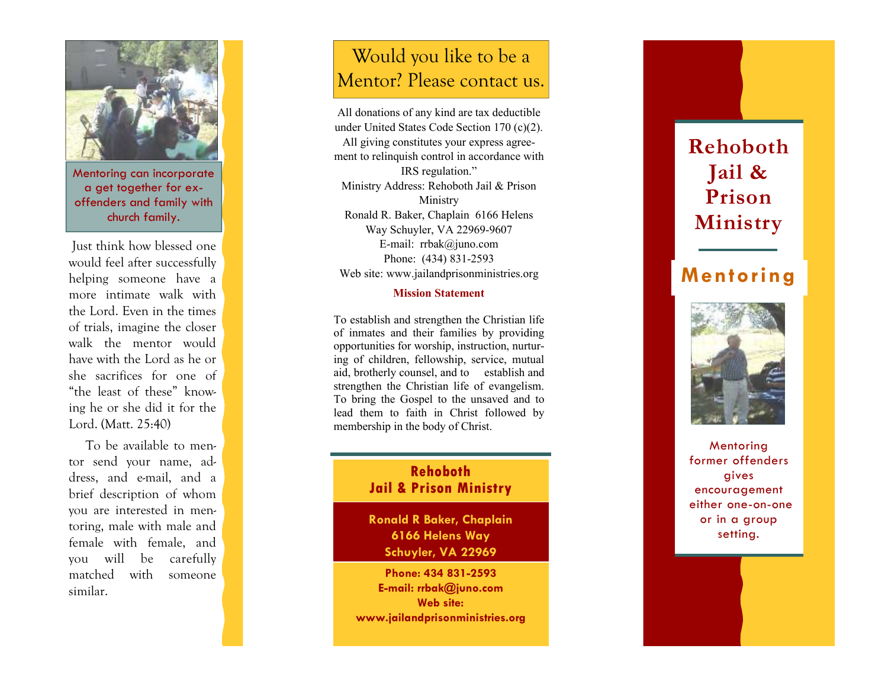Mentoring can incorporate a get together for ex-offenders and family with church family.

Just think how blessed one would feel after successfully helping someone have a more intimate walk with the Lord. Even in the times of trials, imagine the closer walk the mentor would have with the Lord as he or she sacrifices for one of "the least of these" knowing he or she did it for the Lord. (Matt. 25:40)

To be available to mentor send your name, address, and e-mail, and a brief description of whom you are interested in mentoring, male with male and female with female, and you will be carefully matched with someone similar.

## Would you like to be a Mentor? Please contact us.

All donations of any kind are tax deductible under United States Code Section 170 (c)(2). All giving constitutes your express agreement to relinquish control in accordance with IRS regulation."
Ministry Address: Rehoboth Jail & Prison Ministry
Ronald R. Baker, Chaplain 6166 Helens Way Schuyler, VA 22969-9607
E-mail: rrbak@juno.com
Phone: (434) 831-2593
Web site: www.jailandprisonministries.org

**Mission Statement**

To establish and strengthen the Christian life of inmates and their families by providing opportunities for worship, instruction, nurturing of children, fellowship, service, mutual aid, brotherly counsel, and to establish and strengthen the Christian life of evangelism. To bring the Gospel to the unsaved and to lead them to faith in Christ followed by membership in the body of Christ.

**Rehoboth Jail & Prison Ministry**

**Ronald R Baker, Chaplain**
**6166 Helens Way**
**Schuyler, VA 22969**

**Phone: 434 831-2593**
**E-mail: rrbak@juno.com**
**Web site: www.jailandprisonministries.org**

# Rehoboth Jail & Prison Ministry

## Mentoring

Mentoring former offenders gives encouragement either one-on-one or in a group setting.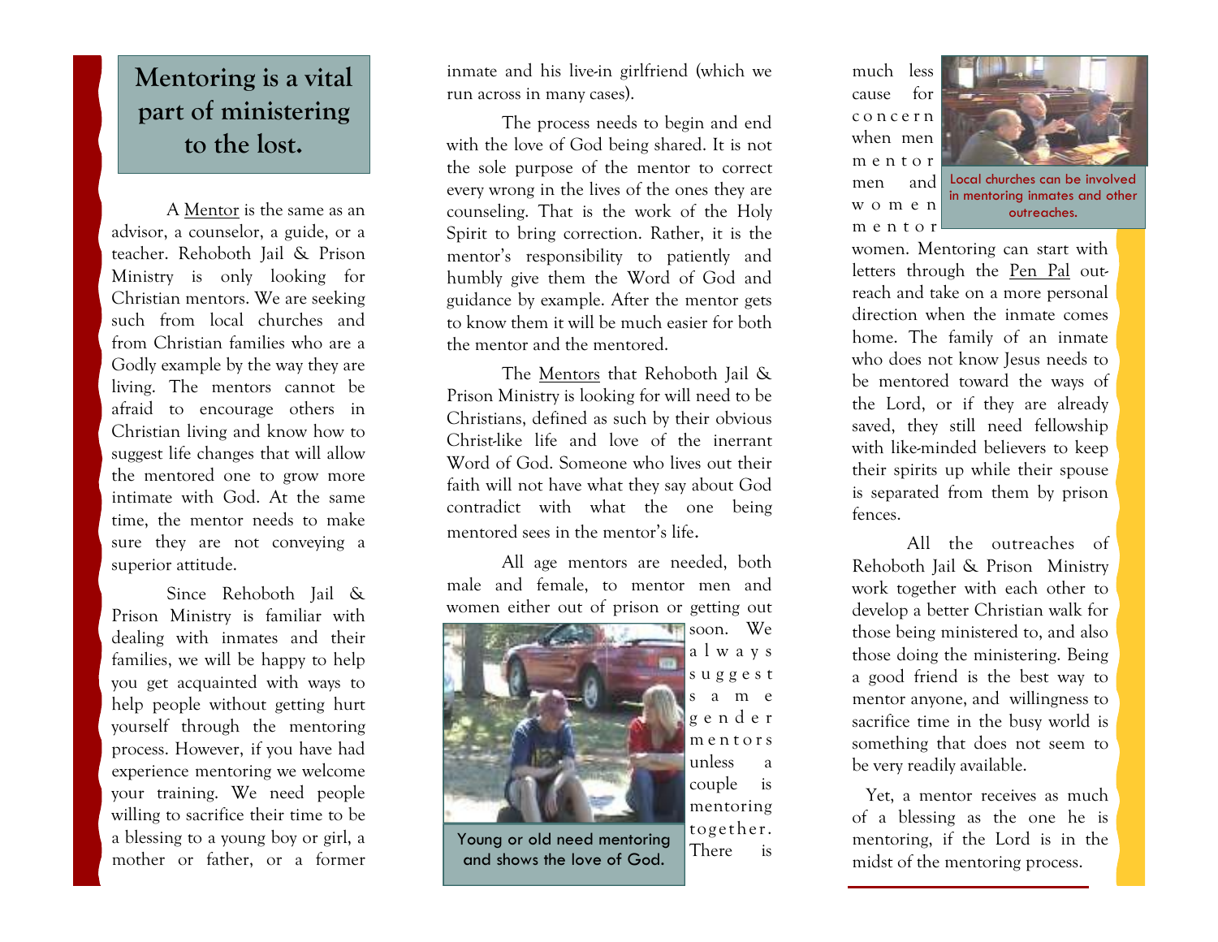## Mentoring is a vital part of ministering to the lost.

A Mentor is the same as an advisor, a counselor, a guide, or a teacher. Rehoboth Jail & Prison Ministry is only looking for Christian mentors. We are seeking such from local churches and from Christian families who are a Godly example by the way they are living. The mentors cannot be afraid to encourage others in Christian living and know how to suggest life changes that will allow the mentored one to grow more intimate with God. At the same time, the mentor needs to make sure they are not conveying a superior attitude.

Since Rehoboth Jail & Prison Ministry is familiar with dealing with inmates and their families, we will be happy to help you get acquainted with ways to help people without getting hurt yourself through the mentoring process. However, if you have had experience mentoring we welcome your training. We need people willing to sacrifice their time to be a blessing to a young boy or girl, a mother or father, or a former inmate and his live-in girlfriend (which we run across in many cases).

The process needs to begin and end with the love of God being shared. It is not the sole purpose of the mentor to correct every wrong in the lives of the ones they are counseling. That is the work of the Holy Spirit to bring correction. Rather, it is the mentor's responsibility to patiently and humbly give them the Word of God and guidance by example. After the mentor gets to know them it will be much easier for both the mentor and the mentored.

The Mentors that Rehoboth Jail & Prison Ministry is looking for will need to be Christians, defined as such by their obvious Christ-like life and love of the inerrant Word of God. Someone who lives out their faith will not have what they say about God contradict with what the one being mentored sees in the mentor's life.

All age mentors are needed, both male and female, to mentor men and women either out of prison or getting out soon. We always suggest same gender mentors unless a couple is mentoring together. There is much less cause for concern when men mentor men and women mentor women. Mentoring can start with letters through the Pen Pal outreach and take on a more personal direction when the inmate comes home. The family of an inmate who does not know Jesus needs to be mentored toward the ways of the Lord, or if they are already saved, they still need fellowship with like-minded believers to keep their spirits up while their spouse is separated from them by prison fences.

Young or old need mentoring and shows the love of God.

Local churches can be involved in mentoring inmates and other outreaches.

All the outreaches of Rehoboth Jail & Prison Ministry work together with each other to develop a better Christian walk for those being ministered to, and also those doing the ministering. Being a good friend is the best way to mentor anyone, and willingness to sacrifice time in the busy world is something that does not seem to be very readily available.

Yet, a mentor receives as much of a blessing as the one he is mentoring, if the Lord is in the midst of the mentoring process.